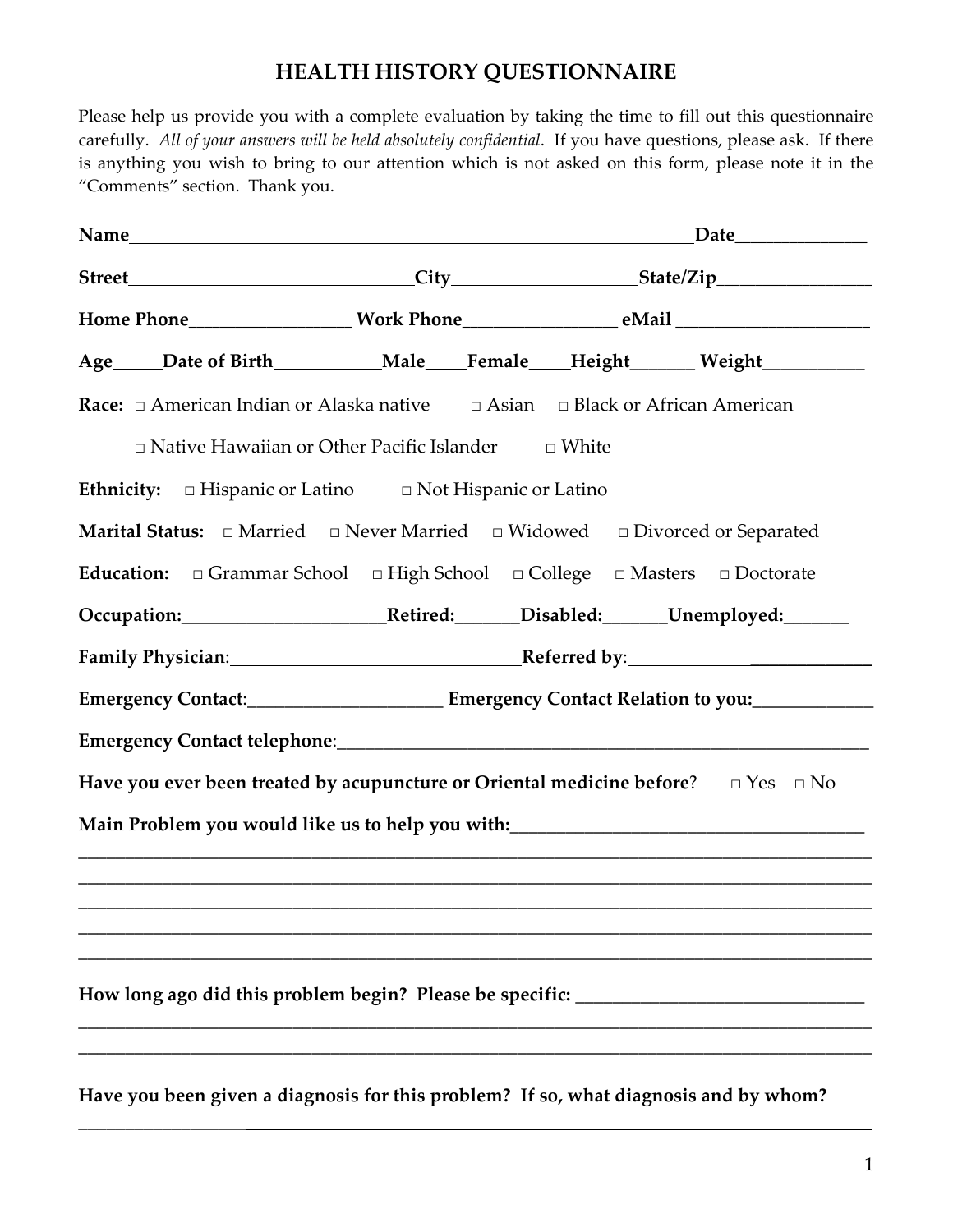# HEALTH HISTORY QUESTIONNAIRE

Please help us provide you with a complete evaluation by taking the time to fill out this questionnaire carefully. *All of your answers will be held absolutely confidential*. If you have questions, please ask. If there is anything you wish to bring to our attention which is not asked on this form, please note it in the "Comments" section. Thank you.

**Name**_______________________________________________________________**Date**______________

**Street**_______________________________**City**____________________**State/Zip**_________________

**Home Phone**_________________ **Work Phone**________________ **eMail** _____________________

**Age**_____**Date of Birth**___________**Male**____**Female**____**Height**_______ **Weight**___________

**Race:** □ American Indian or Alaska native □ Asian □ Black or African American

□ Native Hawaiian or Other Pacific Islander □ White

**Ethnicity:** □ Hispanic or Latino □ Not Hispanic or Latino

**Marital Status:** □ Married □ Never Married □ Widowed □ Divorced or Separated

**Education:** □ Grammar School □ High School □ College □ Masters □ Doctorate

**Occupation:**______________________**Retired:**_______**Disabled:**_______**Unemployed:**_______

**Family Physician**:_______________________________**Referred by**:___________________________

**Emergency Contact**:_____________________ **Emergency Contact Relation to you:**_____________

**Emergency Contact telephone**:_____________________________________________________________

**Have you ever been treated by acupuncture or Oriental medicine before**? □ Yes □ No

**Main Problem you would like us to help you with:**________________________________________

_____________________________________________________________________________________

_____________________________________________________________________________________

_____________________________________________________________________________________

_____________________________________________________________________________________

_____________________________________________________________________________________

**How long ago did this problem begin? Please be specific:** _______________________________

_____________________________________________________________________________________

_____________________________________________________________________________________

**Have you been given a diagnosis for this problem? If so, what diagnosis and by whom?**

_____________________________________________________________________________________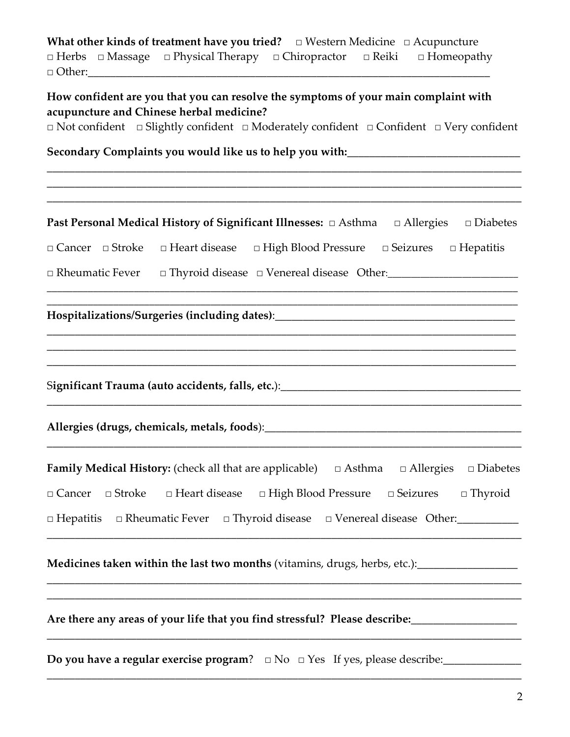**What other kinds of treatment have you tried?** □ Western Medicine □ Acupuncture □ Herbs □ Massage □ Physical Therapy □ Chiropractor □ Reiki □ Homeopathy □ Other:_______________________________________________

**How confident are you that you can resolve the symptoms of your main complaint with acupuncture and Chinese herbal medicine?**
□ Not confident □ Slightly confident □ Moderately confident □ Confident □ Very confident

**Secondary Complaints you would like us to help you with:**_______________________________
_______________________________________________________________________________
_______________________________________________________________________________
_______________________________________________________________________________

**Past Personal Medical History of Significant Illnesses:** □ Asthma □ Allergies □ Diabetes □ Cancer □ Stroke □ Heart disease □ High Blood Pressure □ Seizures □ Hepatitis □ Rheumatic Fever □ Thyroid disease □ Venereal disease Other:_______________________
_______________________________________________________________________________
_______________________________________________________________________________

**Hospitalizations/Surgeries (including dates)**:_____________________________________________
_______________________________________________________________________________
_______________________________________________________________________________
_______________________________________________________________________________

**Significant Trauma (auto accidents, falls, etc.)**:______________________________________________
_______________________________________________________________________________

**Allergies (drugs, chemicals, metals, foods)**:_________________________________________________
_______________________________________________________________________________

**Family Medical History:** (check all that are applicable) □ Asthma □ Allergies □ Diabetes □ Cancer □ Stroke □ Heart disease □ High Blood Pressure □ Seizures □ Thyroid □ Hepatitis □ Rheumatic Fever □ Thyroid disease □ Venereal disease Other:___________
_______________________________________________________________________________

**Medicines taken within the last two months** (vitamins, drugs, herbs, etc.):__________________
_______________________________________________________________________________
_______________________________________________________________________________

**Are there any areas of your life that you find stressful? Please describe:**___________________
_______________________________________________________________________________

**Do you have a regular exercise program**? □ No □ Yes If yes, please describe:______________
_______________________________________________________________________________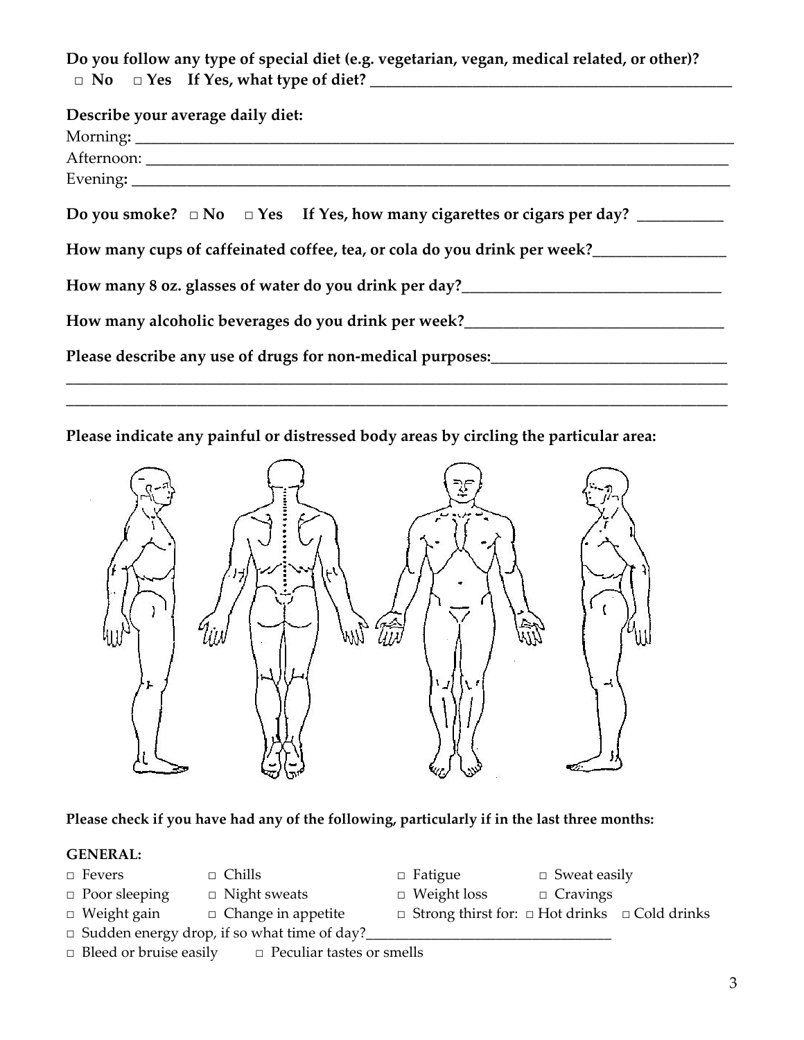**Do you follow any type of special diet (e.g. vegetarian, vegan, medical related, or other)?**
**□ No □ Yes If Yes, what type of diet? ______________________________________________**

**Describe your average daily diet:**

Morning: ______________________________________________________________________

Afternoon: _____________________________________________________________________

Evening: _______________________________________________________________________

**Do you smoke? □ No □ Yes If Yes, how many cigarettes or cigars per day? __________**

**How many cups of caffeinated coffee, tea, or cola do you drink per week?_______________**

**How many 8 oz. glasses of water do you drink per day?_______________________________**

**How many alcoholic beverages do you drink per week?________________________________**

**Please describe any use of drugs for non-medical purposes:____________________________**

_____________________________________________________________________________

_____________________________________________________________________________

**Please indicate any painful or distressed body areas by circling the particular area:**

**Please check if you have had any of the following, particularly if in the last three months:**

**GENERAL:**

□ Fevers □ Chills □ Fatigue □ Sweat easily

□ Poor sleeping □ Night sweats □ Weight loss □ Cravings

□ Weight gain □ Change in appetite □ Strong thirst for: □ Hot drinks □ Cold drinks

□ Sudden energy drop, if so what time of day?________________________________

□ Bleed or bruise easily □ Peculiar tastes or smells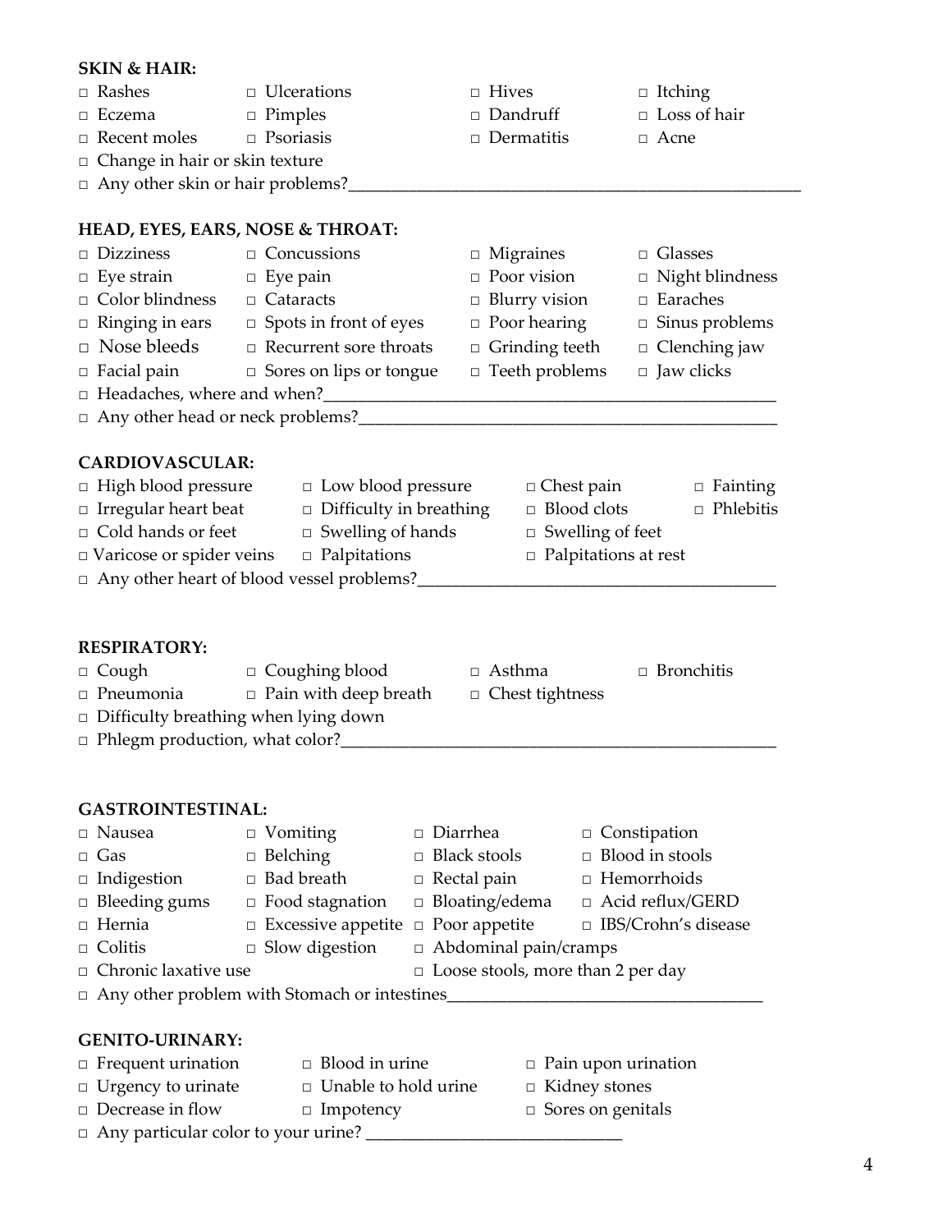**SKIN & HAIR:**

- □ Rashes
- □ Ulcerations
- □ Hives
- □ Itching
- □ Eczema
- □ Pimples
- □ Dandruff
- □ Loss of hair
- □ Recent moles
- □ Psoriasis
- □ Dermatitis
- □ Acne
- □ Change in hair or skin texture
- □ Any other skin or hair problems?______________________________________________________

**HEAD, EYES, EARS, NOSE & THROAT:**

- □ Dizziness
- □ Concussions
- □ Migraines
- □ Glasses
- □ Eye strain
- □ Eye pain
- □ Poor vision
- □ Night blindness
- □ Color blindness
- □ Cataracts
- □ Blurry vision
- □ Earaches
- □ Ringing in ears
- □ Spots in front of eyes
- □ Poor hearing
- □ Sinus problems
- □ Nose bleeds
- □ Recurrent sore throats
- □ Grinding teeth
- □ Clenching jaw
- □ Facial pain
- □ Sores on lips or tongue
- □ Teeth problems
- □ Jaw clicks
- □ Headaches, where and when?______________________________________________________
- □ Any other head or neck problems?_______________________________________________

**CARDIOVASCULAR:**

- □ High blood pressure
- □ Low blood pressure
- □ Chest pain
- □ Fainting
- □ Irregular heart beat
- □ Difficulty in breathing
- □ Blood clots
- □ Phlebitis
- □ Cold hands or feet
- □ Swelling of hands
- □ Swelling of feet
- □ Varicose or spider veins
- □ Palpitations
- □ Palpitations at rest
- □ Any other heart of blood vessel problems?_________________________________________

**RESPIRATORY:**

- □ Cough
- □ Coughing blood
- □ Asthma
- □ Bronchitis
- □ Pneumonia
- □ Pain with deep breath
- □ Chest tightness
- □ Difficulty breathing when lying down
- □ Phlegm production, what color?____________________________________________________

**GASTROINTESTINAL:**

- □ Nausea
- □ Vomiting
- □ Diarrhea
- □ Constipation
- □ Gas
- □ Belching
- □ Black stools
- □ Blood in stools
- □ Indigestion
- □ Bad breath
- □ Rectal pain
- □ Hemorrhoids
- □ Bleeding gums
- □ Food stagnation
- □ Bloating/edema
- □ Acid reflux/GERD
- □ Hernia
- □ Excessive appetite
- □ Poor appetite
- □ IBS/Crohn's disease
- □ Colitis
- □ Slow digestion
- □ Abdominal pain/cramps
- □ Chronic laxative use
- □ Loose stools, more than 2 per day
- □ Any other problem with Stomach or intestines_____________________________________

**GENITO-URINARY:**

- □ Frequent urination
- □ Blood in urine
- □ Pain upon urination
- □ Urgency to urinate
- □ Unable to hold urine
- □ Kidney stones
- □ Decrease in flow
- □ Impotency
- □ Sores on genitals
- □ Any particular color to your urine? _____________________________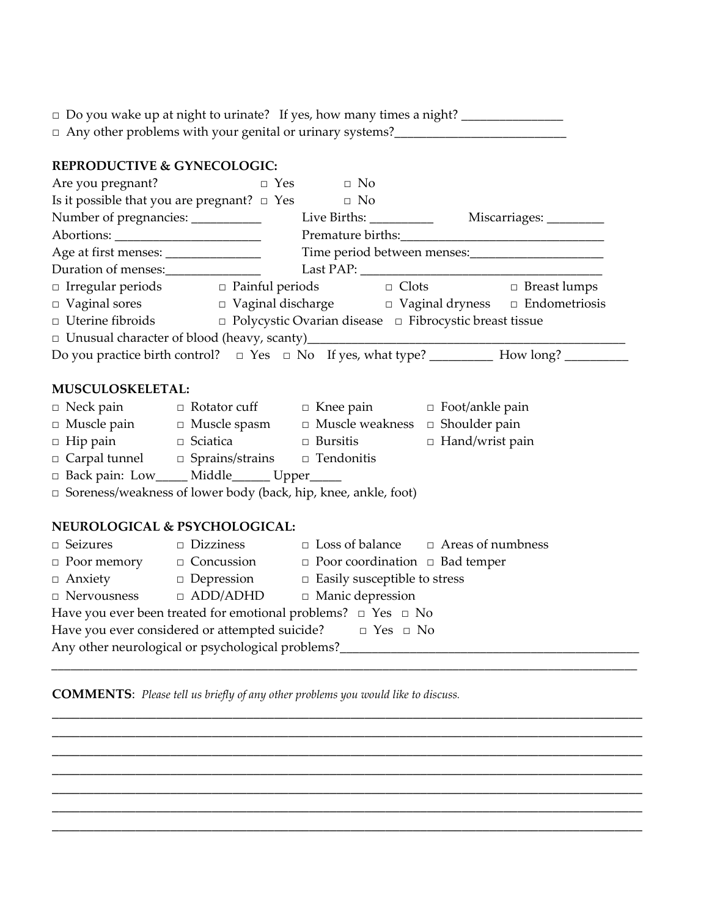□ Do you wake up at night to urinate? If yes, how many times a night? _______________
□ Any other problems with your genital or urinary systems?__________________________

**REPRODUCTIVE & GYNECOLOGIC:**

Are you pregnant? □ Yes □ No
Is it possible that you are pregnant? □ Yes □ No
Number of pregnancies: __________ Live Births: _________ Miscarriages: ________
Abortions: ______________________ Premature births:_______________________________
Age at first menses: ______________ Time period between menses:____________________
Duration of menses:______________ Last PAP: ____________________________________

□ Irregular periods □ Painful periods □ Clots □ Breast lumps
□ Vaginal sores □ Vaginal discharge □ Vaginal dryness □ Endometriosis
□ Uterine fibroids □ Polycystic Ovarian disease □ Fibrocystic breast tissue
□ Unusual character of blood (heavy, scanty)_________________________________________________

Do you practice birth control? □ Yes □ No If yes, what type? _________ How long? _________

**MUSCULOSKELETAL:**

□ Neck pain □ Rotator cuff □ Knee pain □ Foot/ankle pain
□ Muscle pain □ Muscle spasm □ Muscle weakness □ Shoulder pain
□ Hip pain □ Sciatica □ Bursitis □ Hand/wrist pain
□ Carpal tunnel □ Sprains/strains □ Tendonitis
□ Back pain: Low_____ Middle______ Upper_____
□ Soreness/weakness of lower body (back, hip, knee, ankle, foot)

**NEUROLOGICAL & PSYCHOLOGICAL:**

□ Seizures □ Dizziness □ Loss of balance □ Areas of numbness
□ Poor memory □ Concussion □ Poor coordination □ Bad temper
□ Anxiety □ Depression □ Easily susceptible to stress
□ Nervousness □ ADD/ADHD □ Manic depression

Have you ever been treated for emotional problems? □ Yes □ No
Have you ever considered or attempted suicide? □ Yes □ No
Any other neurological or psychological problems?_____________________________________________
_____________________________________________________________________________________

**COMMENTS**: *Please tell us briefly of any other problems you would like to discuss.*

_____________________________________________________________________________________
_____________________________________________________________________________________
_____________________________________________________________________________________
_____________________________________________________________________________________
_____________________________________________________________________________________
_____________________________________________________________________________________
_____________________________________________________________________________________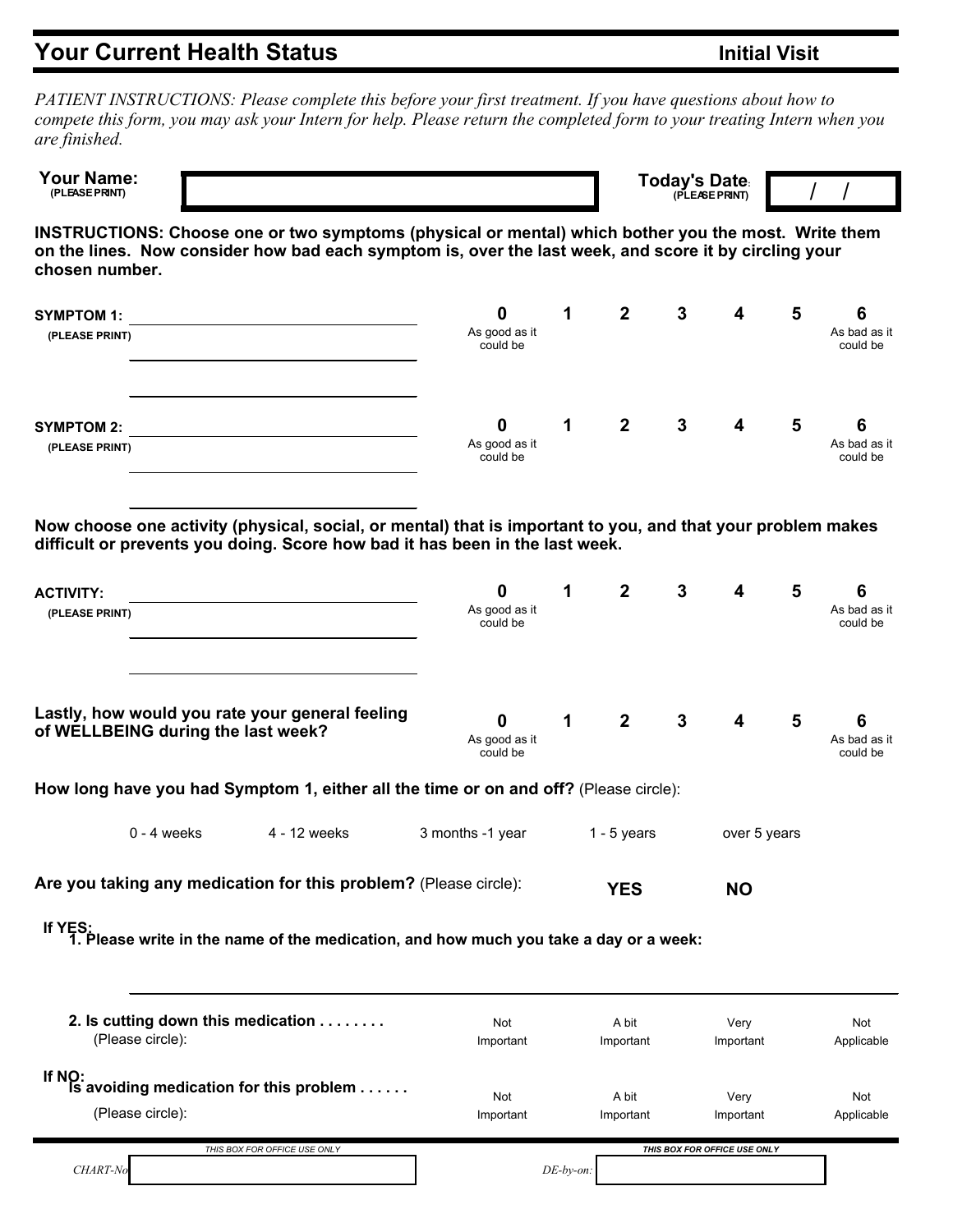# Your Current Health Status

**Initial Visit**

*PATIENT INSTRUCTIONS: Please complete this before your first treatment. If you have questions about how to compete this form, you may ask your Intern for help. Please return the completed form to your treating Intern when you are finished.*

**Your Name:** (PLEASE PRINT) ______________________

**Today's Date:** (PLEASE PRINT) / /

**INSTRUCTIONS: Choose one or two symptoms (physical or mental) which bother you the most. Write them on the lines. Now consider how bad each symptom is, over the last week, and score it by circling your chosen number.**

**SYMPTOM 1:** (PLEASE PRINT) ______________________

| 0 | 1 | 2 | 3 | 4 | 5 | 6 |
|---|---|---|---|---|---|---|
| As good as it could be | | | | | | As bad as it could be |

**SYMPTOM 2:** (PLEASE PRINT) ______________________

| 0 | 1 | 2 | 3 | 4 | 5 | 6 |
|---|---|---|---|---|---|---|
| As good as it could be | | | | | | As bad as it could be |

**Now choose one activity (physical, social, or mental) that is important to you, and that your problem makes difficult or prevents you doing. Score how bad it has been in the last week.**

**ACTIVITY:** (PLEASE PRINT) ______________________

| 0 | 1 | 2 | 3 | 4 | 5 | 6 |
|---|---|---|---|---|---|---|
| As good as it could be | | | | | | As bad as it could be |

**Lastly, how would you rate your general feeling of WELLBEING during the last week?**

| 0 | 1 | 2 | 3 | 4 | 5 | 6 |
|---|---|---|---|---|---|---|
| As good as it could be | | | | | | As bad as it could be |

**How long have you had Symptom 1, either all the time or on and off?** (Please circle):

0 - 4 weeks | 4 - 12 weeks | 3 months -1 year | 1 - 5 years | over 5 years

**Are you taking any medication for this problem?** (Please circle): **YES** **NO**

**If YES:**

**1. Please write in the name of the medication, and how much you take a day or a week:**

______________________

**2. Is cutting down this medication . . . . . . . .** (Please circle):

Not Important | A bit Important | Very Important | Not Applicable

**If NO:**

**Is avoiding medication for this problem . . . . . .** (Please circle):

Not Important | A bit Important | Very Important | Not Applicable

*THIS BOX FOR OFFICE USE ONLY*

*CHART-No* ______________________

*THIS BOX FOR OFFICE USE ONLY*

*DE-by-on:* ______________________